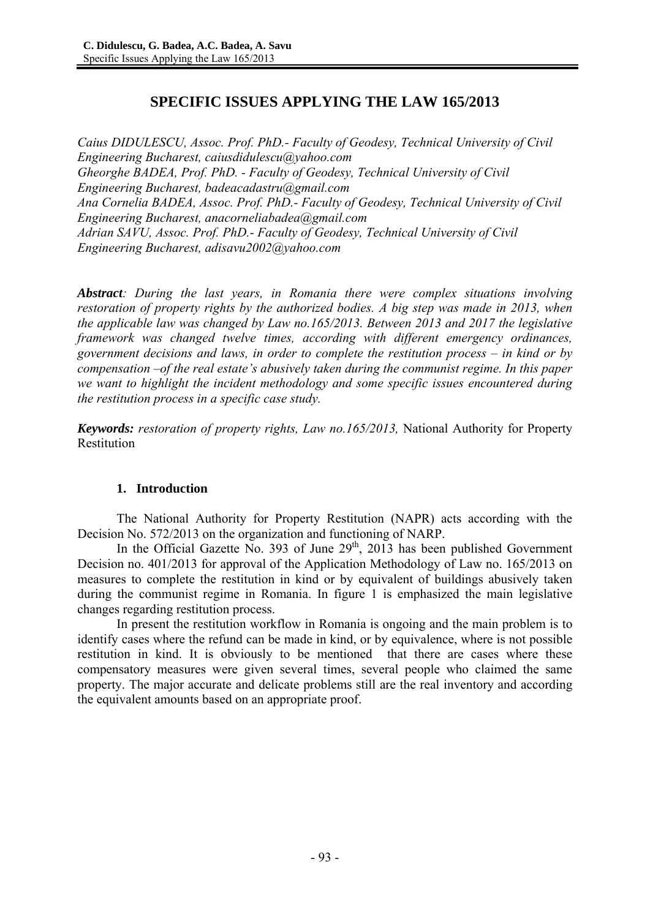# SPECIFIC ISSUES APPLYING THE LAW 165/2013

*Caius DIDULESCU, Assoc. Prof. PhD.- Faculty of Geodesy, Technical University of Civil Engineering Bucharest, caiusdidulescu@yahoo.com*
*Gheorghe BADEA, Prof. PhD. - Faculty of Geodesy, Technical University of Civil Engineering Bucharest, badeacadastru@gmail.com*
*Ana Cornelia BADEA, Assoc. Prof. PhD.- Faculty of Geodesy, Technical University of Civil Engineering Bucharest, anacorneliabadea@gmail.com*
*Adrian SAVU, Assoc. Prof. PhD.- Faculty of Geodesy, Technical University of Civil Engineering Bucharest, adisavu2002@yahoo.com*

***Abstract**: During the last years, in Romania there were complex situations involving restoration of property rights by the authorized bodies. A big step was made in 2013, when the applicable law was changed by Law no.165/2013. Between 2013 and 2017 the legislative framework was changed twelve times, according with different emergency ordinances, government decisions and laws, in order to complete the restitution process – in kind or by compensation –of the real estate's abusively taken during the communist regime. In this paper we want to highlight the incident methodology and some specific issues encountered during the restitution process in a specific case study.*

***Keywords:** restoration of property rights, Law no.165/2013,* National Authority for Property Restitution

## 1. Introduction

The National Authority for Property Restitution (NAPR) acts according with the Decision No. 572/2013 on the organization and functioning of NARP.

In the Official Gazette No. 393 of June 29th, 2013 has been published Government Decision no. 401/2013 for approval of the Application Methodology of Law no. 165/2013 on measures to complete the restitution in kind or by equivalent of buildings abusively taken during the communist regime in Romania. In figure 1 is emphasized the main legislative changes regarding restitution process.

In present the restitution workflow in Romania is ongoing and the main problem is to identify cases where the refund can be made in kind, or by equivalence, where is not possible restitution in kind. It is obviously to be mentioned that there are cases where these compensatory measures were given several times, several people who claimed the same property. The major accurate and delicate problems still are the real inventory and according the equivalent amounts based on an appropriate proof.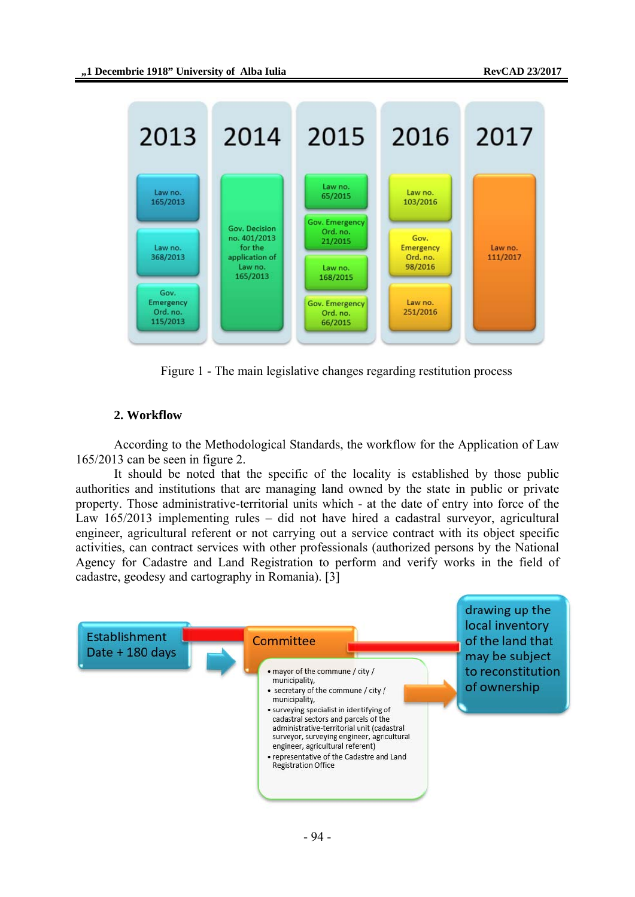| 2013 | 2014 | 2015 | 2016 | 2017 |
|---|---|---|---|---|
| Law no. 165/2013 | Gov. Decision no. 401/2013 for the application of Law no. 165/2013 | Law no. 65/2015 | Law no. 103/2016 | Law no. 111/2017 |
| Law no. 368/2013 | | Gov. Emergency Ord. no. 21/2015 | Gov. Emergency Ord. no. 98/2016 | |
| Gov. Emergency Ord. no. 115/2013 | | Law no. 168/2015 | Law no. 251/2016 | |
| | | Gov. Emergency Ord. no. 66/2015 | | |

Figure 1 - The main legislative changes regarding restitution process

## 2. Workflow

According to the Methodological Standards, the workflow for the Application of Law 165/2013 can be seen in figure 2.

It should be noted that the specific of the locality is established by those public authorities and institutions that are managing land owned by the state in public or private property. Those administrative-territorial units which - at the date of entry into force of the Law 165/2013 implementing rules – did not have hired a cadastral surveyor, agricultural engineer, agricultural referent or not carrying out a service contract with its object specific activities, can contract services with other professionals (authorized persons by the National Agency for Cadastre and Land Registration to perform and verify works in the field of cadastre, geodesy and cartography in Romania). [3]

Establishment Date + 180 days → Committee → drawing up the local inventory of the land that may be subject to reconstitution of ownership

Committee:
- mayor of the commune / city / municipality,
- secretary of the commune / city / municipality,
- surveying specialist in identifying of cadastral sectors and parcels of the administrative-territorial unit (cadastral surveyor, surveying engineer, agricultural engineer, agricultural referent)
- representative of the Cadastre and Land Registration Office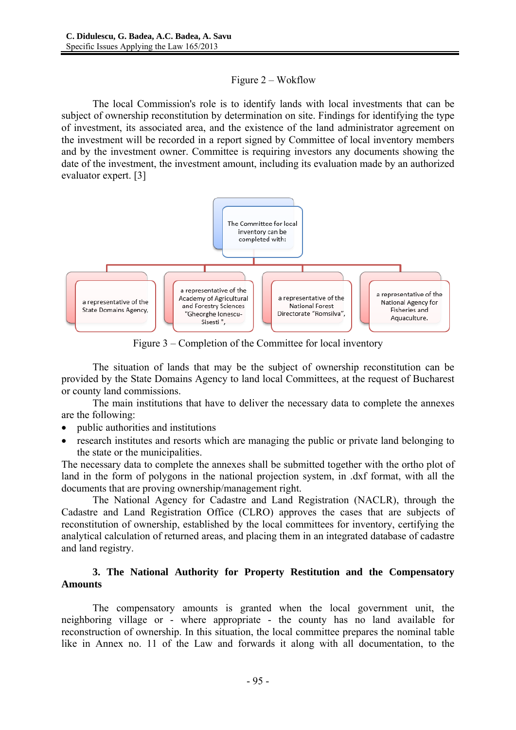Figure 2 – Wokflow

The local Commission's role is to identify lands with local investments that can be subject of ownership reconstitution by determination on site. Findings for identifying the type of investment, its associated area, and the existence of the land administrator agreement on the investment will be recorded in a report signed by Committee of local inventory members and by the investment owner. Committee is requiring investors any documents showing the date of the investment, the investment amount, including its evaluation made by an authorized evaluator expert. [3]

The Committee for local inventory can be completed with:

- a representative of the State Domains Agency,
- a representative of the Academy of Agricultural and Forestry Sciences "Gheorghe Ionescu-Sisesti ",
- a representative of the National Forest Directorate "Romsilva",
- a representative of the National Agency for Fisheries and Aquaculture.

Figure 3 – Completion of the Committee for local inventory

The situation of lands that may be the subject of ownership reconstitution can be provided by the State Domains Agency to land local Committees, at the request of Bucharest or county land commissions.

The main institutions that have to deliver the necessary data to complete the annexes are the following:

- public authorities and institutions
- research institutes and resorts which are managing the public or private land belonging to the state or the municipalities.

The necessary data to complete the annexes shall be submitted together with the ortho plot of land in the form of polygons in the national projection system, in .dxf format, with all the documents that are proving ownership/management right.

The National Agency for Cadastre and Land Registration (NACLR), through the Cadastre and Land Registration Office (CLRO) approves the cases that are subjects of reconstitution of ownership, established by the local committees for inventory, certifying the analytical calculation of returned areas, and placing them in an integrated database of cadastre and land registry.

## 3. The National Authority for Property Restitution and the Compensatory Amounts

The compensatory amounts is granted when the local government unit, the neighboring village or - where appropriate - the county has no land available for reconstruction of ownership. In this situation, the local committee prepares the nominal table like in Annex no. 11 of the Law and forwards it along with all documentation, to the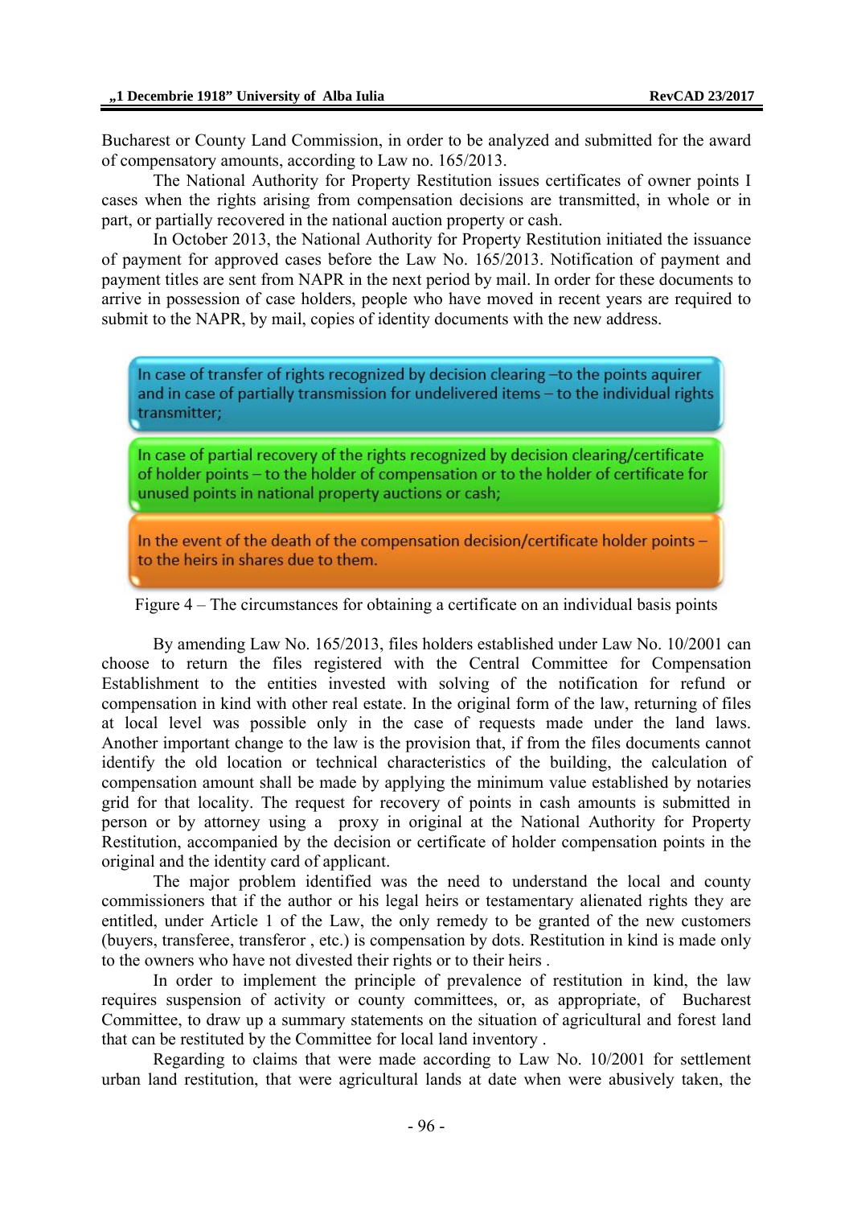Bucharest or County Land Commission, in order to be analyzed and submitted for the award of compensatory amounts, according to Law no. 165/2013.

The National Authority for Property Restitution issues certificates of owner points I cases when the rights arising from compensation decisions are transmitted, in whole or in part, or partially recovered in the national auction property or cash.

In October 2013, the National Authority for Property Restitution initiated the issuance of payment for approved cases before the Law No. 165/2013. Notification of payment and payment titles are sent from NAPR in the next period by mail. In order for these documents to arrive in possession of case holders, people who have moved in recent years are required to submit to the NAPR, by mail, copies of identity documents with the new address.

- In case of transfer of rights recognized by decision clearing –to the points aquirer and in case of partially transmission for undelivered items – to the individual rights transmitter;
- In case of partial recovery of the rights recognized by decision clearing/certificate of holder points – to the holder of compensation or to the holder of certificate for unused points in national property auctions or cash;
- In the event of the death of the compensation decision/certificate holder points – to the heirs in shares due to them.

Figure 4 – The circumstances for obtaining a certificate on an individual basis points

By amending Law No. 165/2013, files holders established under Law No. 10/2001 can choose to return the files registered with the Central Committee for Compensation Establishment to the entities invested with solving of the notification for refund or compensation in kind with other real estate. In the original form of the law, returning of files at local level was possible only in the case of requests made under the land laws. Another important change to the law is the provision that, if from the files documents cannot identify the old location or technical characteristics of the building, the calculation of compensation amount shall be made by applying the minimum value established by notaries grid for that locality. The request for recovery of points in cash amounts is submitted in person or by attorney using a proxy in original at the National Authority for Property Restitution, accompanied by the decision or certificate of holder compensation points in the original and the identity card of applicant.

The major problem identified was the need to understand the local and county commissioners that if the author or his legal heirs or testamentary alienated rights they are entitled, under Article 1 of the Law, the only remedy to be granted of the new customers (buyers, transferee, transferor , etc.) is compensation by dots. Restitution in kind is made only to the owners who have not divested their rights or to their heirs .

In order to implement the principle of prevalence of restitution in kind, the law requires suspension of activity or county committees, or, as appropriate, of Bucharest Committee, to draw up a summary statements on the situation of agricultural and forest land that can be restituted by the Committee for local land inventory .

Regarding to claims that were made according to Law No. 10/2001 for settlement urban land restitution, that were agricultural lands at date when were abusively taken, the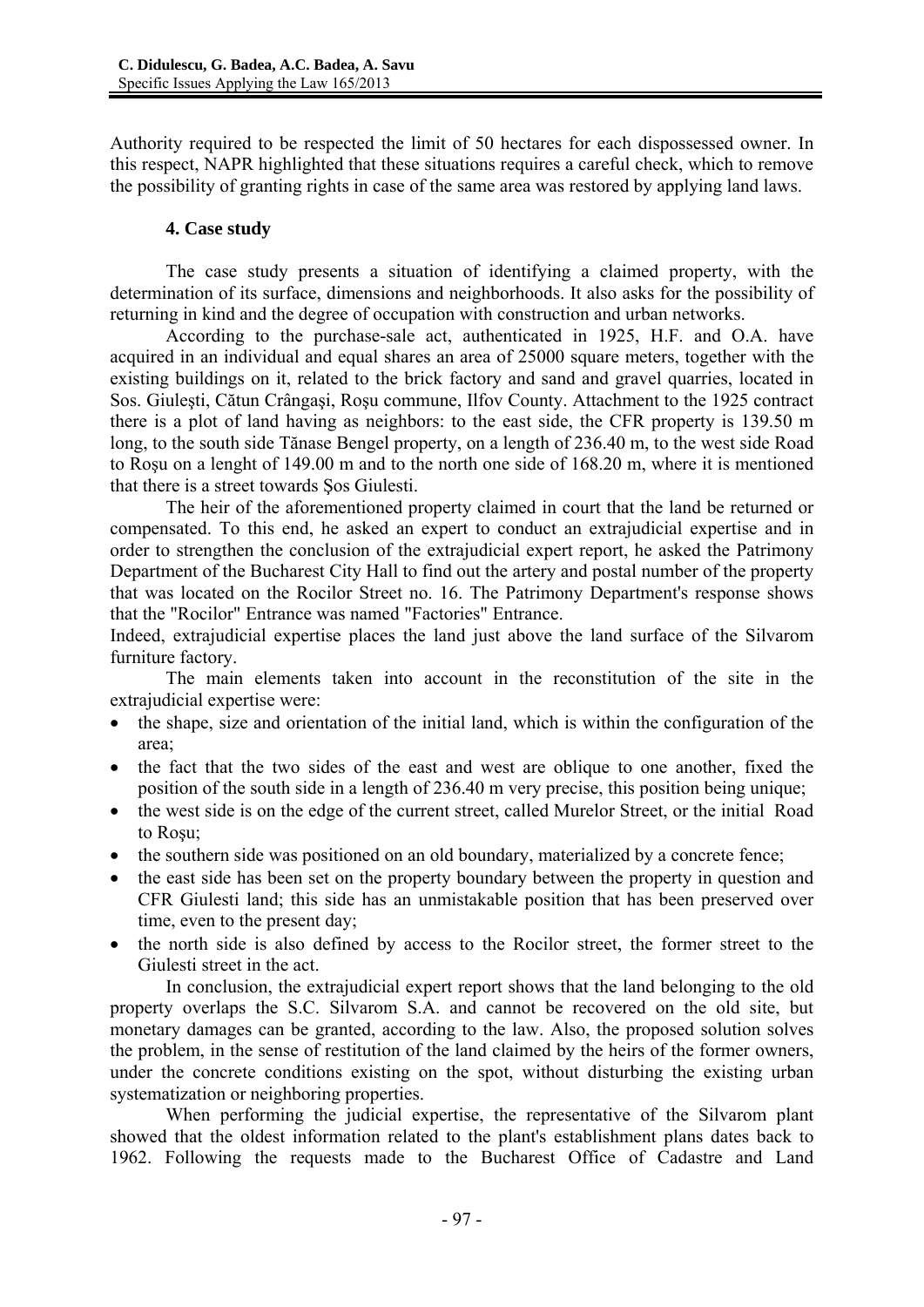Authority required to be respected the limit of 50 hectares for each dispossessed owner. In this respect, NAPR highlighted that these situations requires a careful check, which to remove the possibility of granting rights in case of the same area was restored by applying land laws.

## 4. Case study

The case study presents a situation of identifying a claimed property, with the determination of its surface, dimensions and neighborhoods. It also asks for the possibility of returning in kind and the degree of occupation with construction and urban networks.

According to the purchase-sale act, authenticated in 1925, H.F. and O.A. have acquired in an individual and equal shares an area of 25000 square meters, together with the existing buildings on it, related to the brick factory and sand and gravel quarries, located in Sos. Giuleşti, Cătun Crângaşi, Roşu commune, Ilfov County. Attachment to the 1925 contract there is a plot of land having as neighbors: to the east side, the CFR property is 139.50 m long, to the south side Tănase Bengel property, on a length of 236.40 m, to the west side Road to Roşu on a lenght of 149.00 m and to the north one side of 168.20 m, where it is mentioned that there is a street towards Şos Giulesti.

The heir of the aforementioned property claimed in court that the land be returned or compensated. To this end, he asked an expert to conduct an extrajudicial expertise and in order to strengthen the conclusion of the extrajudicial expert report, he asked the Patrimony Department of the Bucharest City Hall to find out the artery and postal number of the property that was located on the Rocilor Street no. 16. The Patrimony Department's response shows that the "Rocilor" Entrance was named "Factories" Entrance.

Indeed, extrajudicial expertise places the land just above the land surface of the Silvarom furniture factory.

The main elements taken into account in the reconstitution of the site in the extrajudicial expertise were:

- the shape, size and orientation of the initial land, which is within the configuration of the area;
- the fact that the two sides of the east and west are oblique to one another, fixed the position of the south side in a length of 236.40 m very precise, this position being unique;
- the west side is on the edge of the current street, called Murelor Street, or the initial Road to Roşu;
- the southern side was positioned on an old boundary, materialized by a concrete fence;
- the east side has been set on the property boundary between the property in question and CFR Giulesti land; this side has an unmistakable position that has been preserved over time, even to the present day;
- the north side is also defined by access to the Rocilor street, the former street to the Giulesti street in the act.

In conclusion, the extrajudicial expert report shows that the land belonging to the old property overlaps the S.C. Silvarom S.A. and cannot be recovered on the old site, but monetary damages can be granted, according to the law. Also, the proposed solution solves the problem, in the sense of restitution of the land claimed by the heirs of the former owners, under the concrete conditions existing on the spot, without disturbing the existing urban systematization or neighboring properties.

When performing the judicial expertise, the representative of the Silvarom plant showed that the oldest information related to the plant's establishment plans dates back to 1962. Following the requests made to the Bucharest Office of Cadastre and Land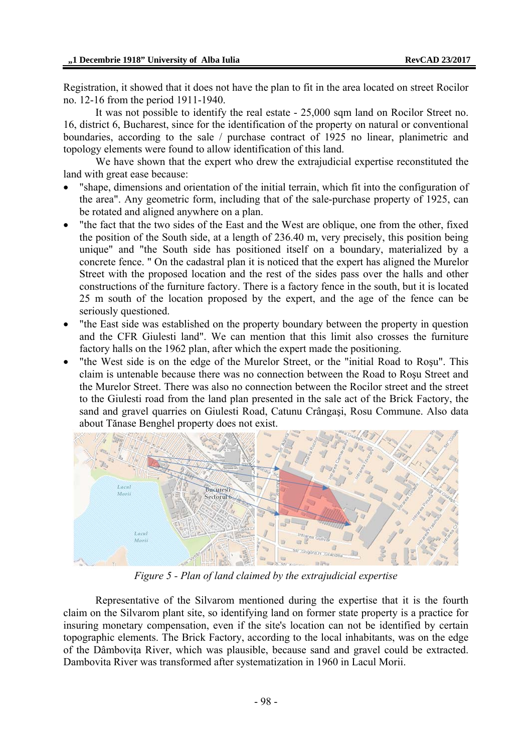Registration, it showed that it does not have the plan to fit in the area located on street Rocilor no. 12-16 from the period 1911-1940.

It was not possible to identify the real estate - 25,000 sqm land on Rocilor Street no. 16, district 6, Bucharest, since for the identification of the property on natural or conventional boundaries, according to the sale / purchase contract of 1925 no linear, planimetric and topology elements were found to allow identification of this land.

We have shown that the expert who drew the extrajudicial expertise reconstituted the land with great ease because:

- "shape, dimensions and orientation of the initial terrain, which fit into the configuration of the area". Any geometric form, including that of the sale-purchase property of 1925, can be rotated and aligned anywhere on a plan.
- "the fact that the two sides of the East and the West are oblique, one from the other, fixed the position of the South side, at a length of 236.40 m, very precisely, this position being unique" and "the South side has positioned itself on a boundary, materialized by a concrete fence. " On the cadastral plan it is noticed that the expert has aligned the Murelor Street with the proposed location and the rest of the sides pass over the halls and other constructions of the furniture factory. There is a factory fence in the south, but it is located 25 m south of the location proposed by the expert, and the age of the fence can be seriously questioned.
- "the East side was established on the property boundary between the property in question and the CFR Giulesti land". We can mention that this limit also crosses the furniture factory halls on the 1962 plan, after which the expert made the positioning.
- "the West side is on the edge of the Murelor Street, or the "initial Road to Roşu". This claim is untenable because there was no connection between the Road to Roşu Street and the Murelor Street. There was also no connection between the Rocilor street and the street to the Giulesti road from the land plan presented in the sale act of the Brick Factory, the sand and gravel quarries on Giulesti Road, Catunu Crângaşi, Rosu Commune. Also data about Tănase Benghel property does not exist.

*Figure 5 - Plan of land claimed by the extrajudicial expertise*

Representative of the Silvarom mentioned during the expertise that it is the fourth claim on the Silvarom plant site, so identifying land on former state property is a practice for insuring monetary compensation, even if the site's location can not be identified by certain topographic elements. The Brick Factory, according to the local inhabitants, was on the edge of the Dâmboviţa River, which was plausible, because sand and gravel could be extracted. Dambovita River was transformed after systematization in 1960 in Lacul Morii.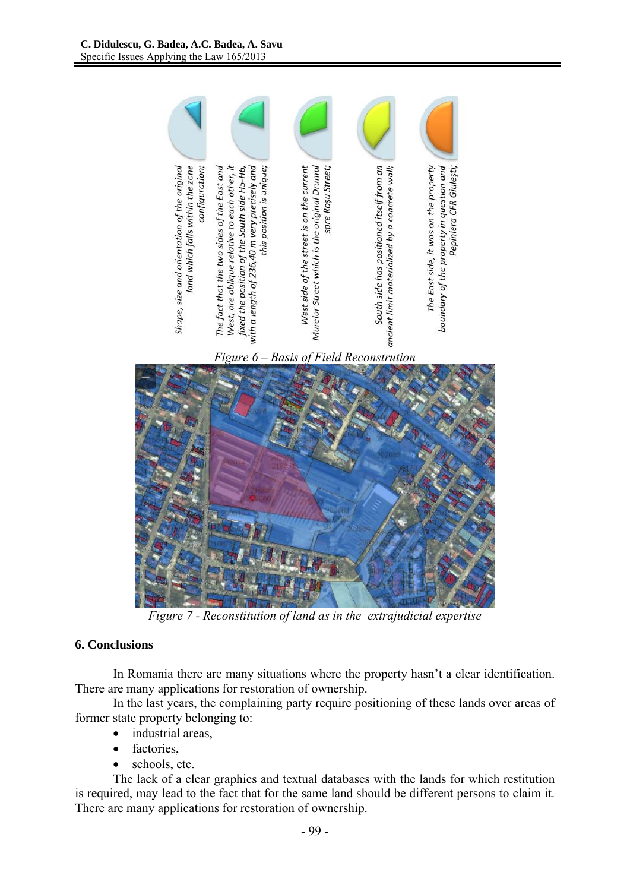Shape, size and orientation of the original land which falls within the zone configuration;

The fact that the two sides of the East and West, are oblique relative to each other, it fixed the position of the South side H5-H6, with a length of 236,40 m very precisely and this position is unique;

West side of the street is on the current Murelor Street which is the original Drumul spre Roșu Street;

South side has positioned itself from an ancient limit materialized by a concrete wall;

The East side, it was on the property boundary of the property in question and Pepiniera CFR Giulești;

*Figure 6 – Basis of Field Reconstrution*

*Figure 7 - Reconstitution of land as in the extrajudicial expertise*

## 6. Conclusions

In Romania there are many situations where the property hasn't a clear identification. There are many applications for restoration of ownership.

In the last years, the complaining party require positioning of these lands over areas of former state property belonging to:

- industrial areas,
- factories,
- schools, etc.

The lack of a clear graphics and textual databases with the lands for which restitution is required, may lead to the fact that for the same land should be different persons to claim it. There are many applications for restoration of ownership.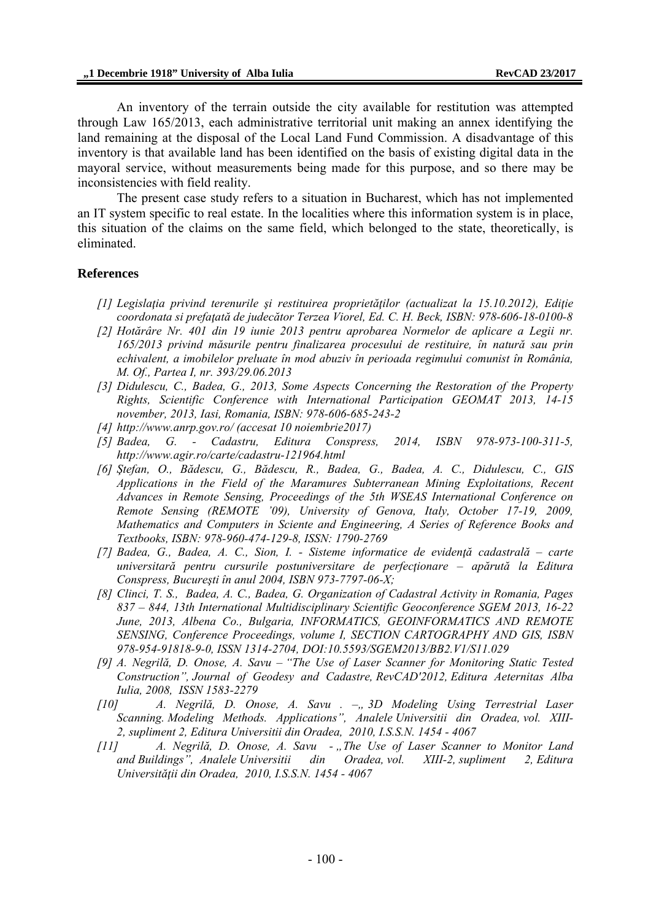An inventory of the terrain outside the city available for restitution was attempted through Law 165/2013, each administrative territorial unit making an annex identifying the land remaining at the disposal of the Local Land Fund Commission. A disadvantage of this inventory is that available land has been identified on the basis of existing digital data in the mayoral service, without measurements being made for this purpose, and so there may be inconsistencies with field reality.

The present case study refers to a situation in Bucharest, which has not implemented an IT system specific to real estate. In the localities where this information system is in place, this situation of the claims on the same field, which belonged to the state, theoretically, is eliminated.

## References

- *[1] Legislaţia privind terenurile şi restituirea proprietăţilor (actualizat la 15.10.2012), Ediţie coordonata si prefaţată de judecător Terzea Viorel, Ed. C. H. Beck, ISBN: 978-606-18-0100-8*
- *[2] Hotărâre Nr. 401 din 19 iunie 2013 pentru aprobarea Normelor de aplicare a Legii nr. 165/2013 privind măsurile pentru finalizarea procesului de restituire, în natură sau prin echivalent, a imobilelor preluate în mod abuziv în perioada regimului comunist în România, M. Of., Partea I, nr. 393/29.06.2013*
- *[3] Didulescu, C., Badea, G., 2013, Some Aspects Concerning the Restoration of the Property Rights, Scientific Conference with International Participation GEOMAT 2013, 14-15 november, 2013, Iasi, Romania, ISBN: 978-606-685-243-2*
- *[4] http://www.anrp.gov.ro/ (accesat 10 noiembrie2017)*
- *[5] Badea, G. - Cadastru, Editura Conspress, 2014, ISBN 978-973-100-311-5, http://www.agir.ro/carte/cadastru-121964.html*
- *[6] Ştefan, O., Bădescu, G., Bădescu, R., Badea, G., Badea, A. C., Didulescu, C., GIS Applications in the Field of the Maramures Subterranean Mining Exploitations, Recent Advances in Remote Sensing, Proceedings of the 5th WSEAS International Conference on Remote Sensing (REMOTE '09), University of Genova, Italy, October 17-19, 2009, Mathematics and Computers in Sciente and Engineering, A Series of Reference Books and Textbooks, ISBN: 978-960-474-129-8, ISSN: 1790-2769*
- *[7] Badea, G., Badea, A. C., Sion, I. - Sisteme informatice de evidenţă cadastrală – carte universitară pentru cursurile postuniversitare de perfecţionare – apărută la Editura Conspress, Bucureşti în anul 2004, ISBN 973-7797-06-X;*
- *[8] Clinci, T. S., Badea, A. C., Badea, G. Organization of Cadastral Activity in Romania, Pages 837 – 844, 13th International Multidisciplinary Scientific Geoconference SGEM 2013, 16-22 June, 2013, Albena Co., Bulgaria, INFORMATICS, GEOINFORMATICS AND REMOTE SENSING, Conference Proceedings, volume I, SECTION CARTOGRAPHY AND GIS, ISBN 978-954-91818-9-0, ISSN 1314-2704, DOI:10.5593/SGEM2013/BB2.V1/S11.029*
- *[9] A. Negrilă, D. Onose, A. Savu – "The Use of Laser Scanner for Monitoring Static Tested Construction", Journal of Geodesy and Cadastre, RevCAD'2012, Editura Aeternitas Alba Iulia, 2008, ISSN 1583-2279*
- *[10] A. Negrilă, D. Onose, A. Savu . –„ 3D Modeling Using Terrestrial Laser Scanning. Modeling Methods. Applications", Analele Universitii din Oradea, vol. XIII-2, supliment 2, Editura Universitii din Oradea, 2010, I.S.S.N. 1454 - 4067*
- *[11] A. Negrilă, D. Onose, A. Savu - „The Use of Laser Scanner to Monitor Land and Buildings", Analele Universitii din Oradea, vol. XIII-2, supliment 2, Editura Universităţii din Oradea, 2010, I.S.S.N. 1454 - 4067*